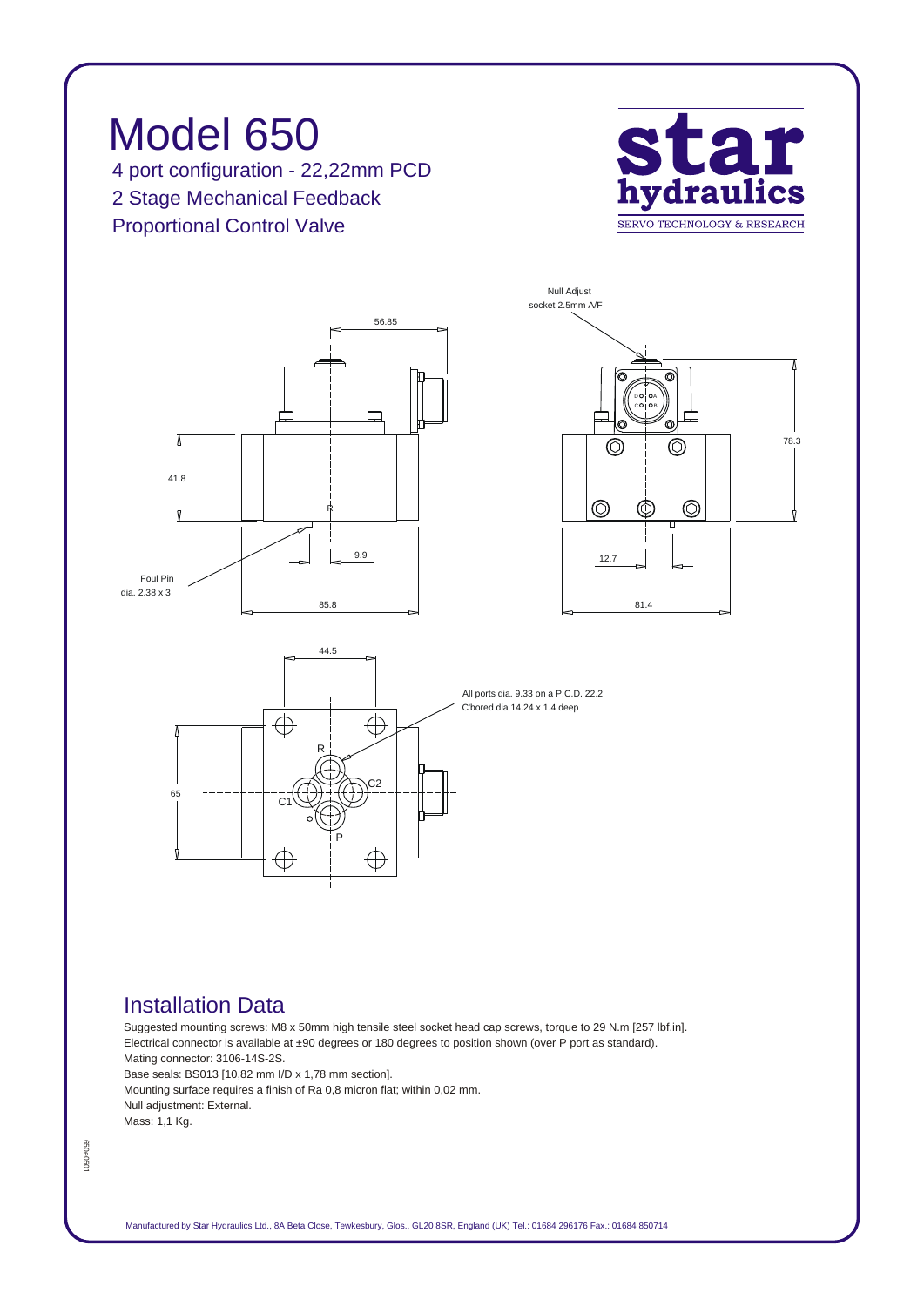# Model 650

4 port configuration - 22,22mm PCD

2 Stage Mechanical Feedback

Proportional Control Valve

**star hydraulics**

SERVO TECHNOLOGY & RESEARCH

Null Adjust socket 2.5mm A/F

56.85

78.3

41.8

Foul Pin dia. 2.38 x 3

9.9

85.8

12.7

81.4

44.5

All ports dia. 9.33 on a P.C.D. 22.2
C'bored dia 14.24 x 1.4 deep

65

R

C1

C2

P

## Installation Data

Suggested mounting screws: M8 x 50mm high tensile steel socket head cap screws, torque to 29 N.m [257 lbf.in].

Electrical connector is available at ±90 degrees or 180 degrees to position shown (over P port as standard).

Mating connector: 3106-14S-2S.

Base seals: BS013 [10,82 mm I/D x 1,78 mm section].

Mounting surface requires a finish of Ra 0,8 micron flat; within 0,02 mm.

Null adjustment: External.

Mass: 1,1 Kg.

650e0501

Manufactured by Star Hydraulics Ltd., 8A Beta Close, Tewkesbury, Glos., GL20 8SR, England (UK) Tel.: 01684 296176 Fax.: 01684 850714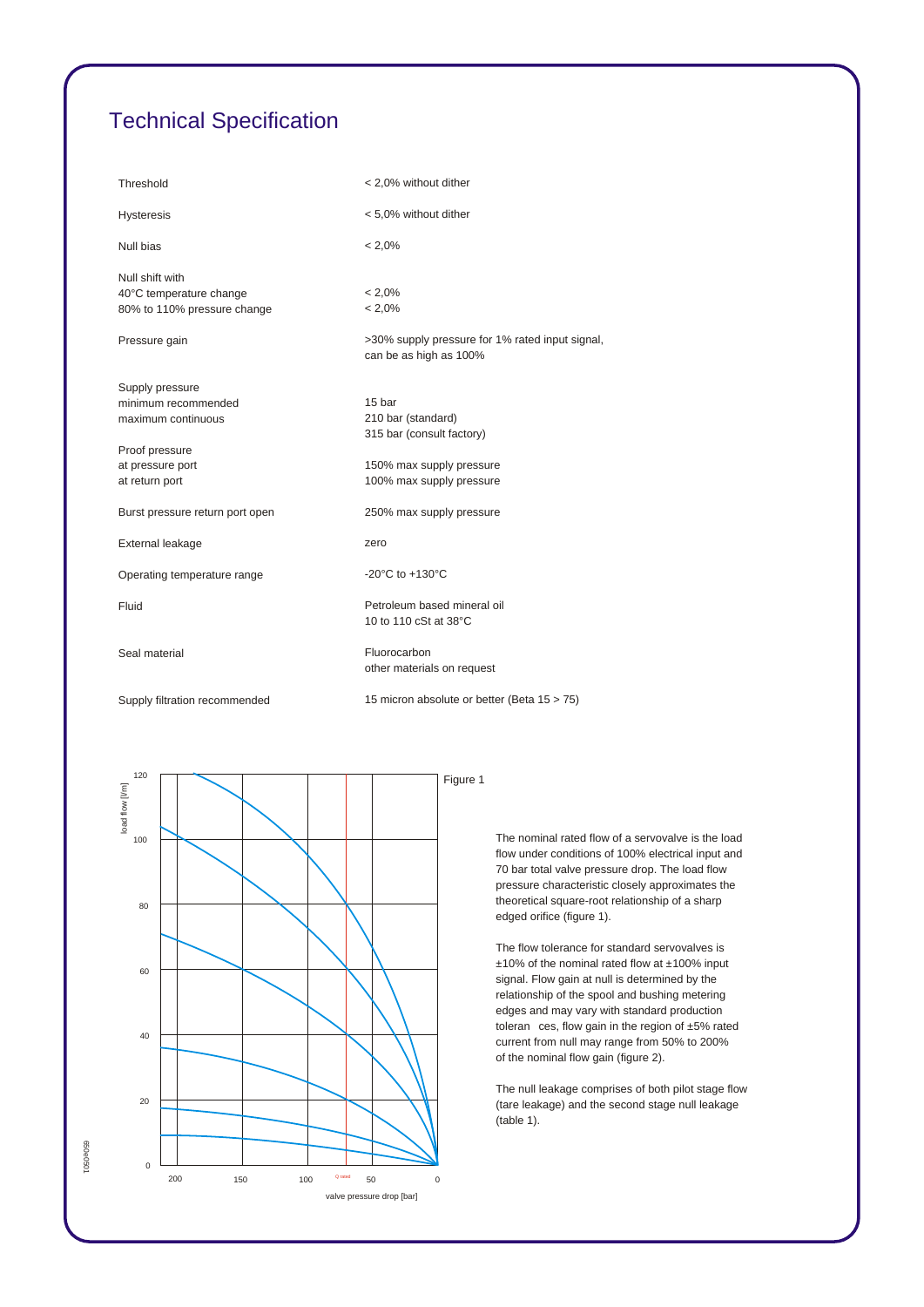# Technical Specification

| | |
|---|---|
| Threshold | < 2,0% without dither |
| Hysteresis | < 5,0% without dither |
| Null bias | < 2,0% |
| Null shift with<br>40°C temperature change<br>80% to 110% pressure change | <br>< 2,0%<br>< 2,0% |
| Pressure gain | >30% supply pressure for 1% rated input signal, can be as high as 100% |
| Supply pressure<br>minimum recommended<br>maximum continuous | <br>15 bar<br>210 bar (standard)<br>315 bar (consult factory) |
| Proof pressure<br>at pressure port<br>at return port | <br>150% max supply pressure<br>100% max supply pressure |
| Burst pressure return port open | 250% max supply pressure |
| External leakage | zero |
| Operating temperature range | -20°C to +130°C |
| Fluid | Petroleum based mineral oil<br>10 to 110 cSt at 38°C |
| Seal material | Fluorocarbon<br>other materials on request |
| Supply filtration recommended | 15 micron absolute or better (Beta 15 > 75) |

Figure 1

The nominal rated flow of a servovalve is the load flow under conditions of 100% electrical input and 70 bar total valve pressure drop. The load flow pressure characteristic closely approximates the theoretical square-root relationship of a sharp edged orifice (figure 1).

The flow tolerance for standard servovalves is ±10% of the nominal rated flow at ±100% input signal. Flow gain at null is determined by the relationship of the spool and bushing metering edges and may vary with standard production tolerances, flow gain in the region of ±5% rated current from null may range from 50% to 200% of the nominal flow gain (figure 2).

The null leakage comprises of both pilot stage flow (tare leakage) and the second stage null leakage (table 1).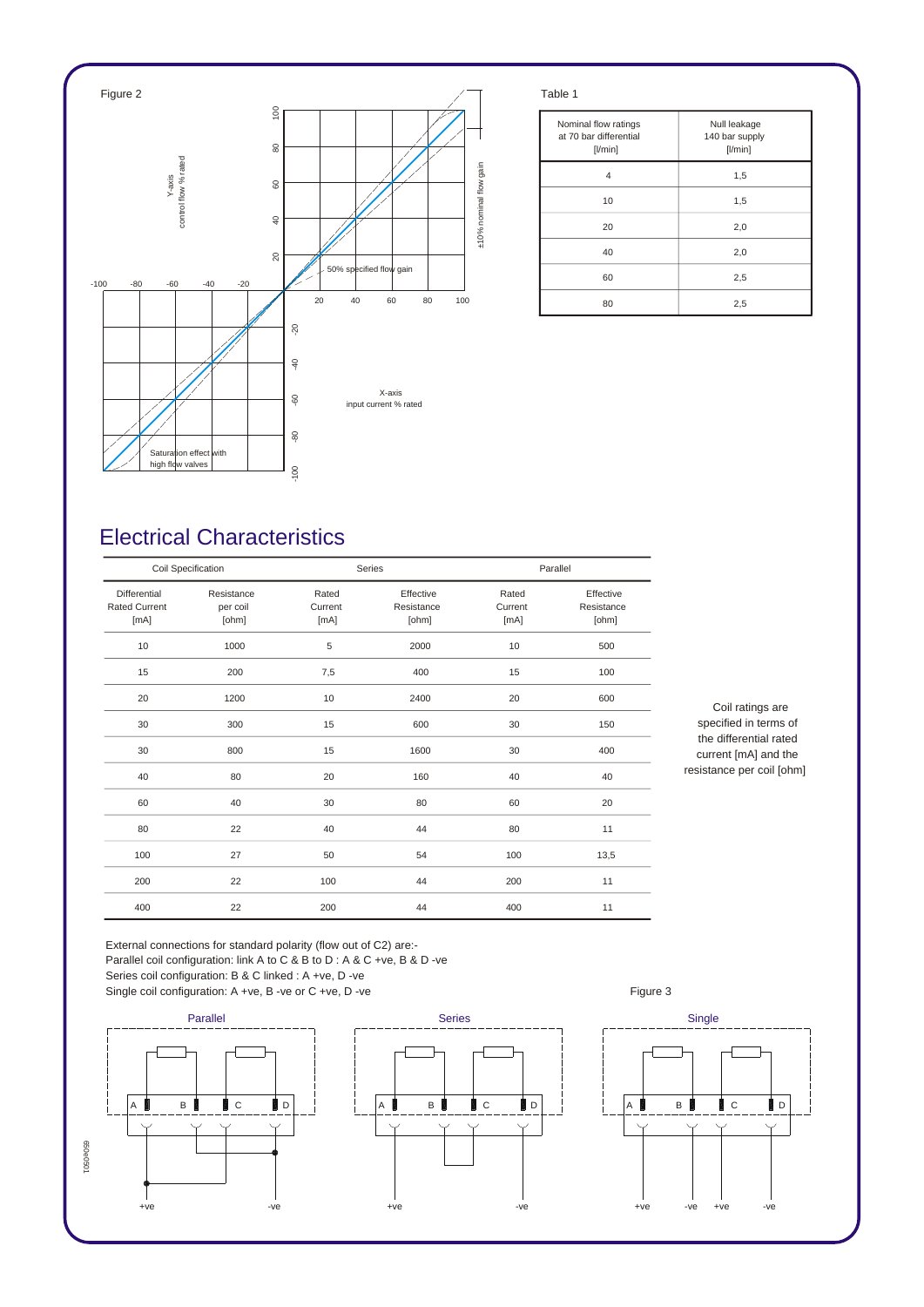Figure 2

Y-axis
control flow % rated

±10% nominal flow gain

50% specified flow gain

X-axis
input current % rated

Saturation effect with high flow valves

Table 1

| Nominal flow ratings at 70 bar differential [l/min] | Null leakage 140 bar supply [l/min] |
| --- | --- |
| 4 | 1,5 |
| 10 | 1,5 |
| 20 | 2,0 |
| 40 | 2,0 |
| 60 | 2,5 |
| 80 | 2,5 |

# Electrical Characteristics

| Coil Specification | | Series | | Parallel | |
| --- | --- | --- | --- | --- | --- |
| Differential Rated Current [mA] | Resistance per coil [ohm] | Rated Current [mA] | Effective Resistance [ohm] | Rated Current [mA] | Effective Resistance [ohm] |
| 10 | 1000 | 5 | 2000 | 10 | 500 |
| 15 | 200 | 7,5 | 400 | 15 | 100 |
| 20 | 1200 | 10 | 2400 | 20 | 600 |
| 30 | 300 | 15 | 600 | 30 | 150 |
| 30 | 800 | 15 | 1600 | 30 | 400 |
| 40 | 80 | 20 | 160 | 40 | 40 |
| 60 | 40 | 30 | 80 | 60 | 20 |
| 80 | 22 | 40 | 44 | 80 | 11 |
| 100 | 27 | 50 | 54 | 100 | 13,5 |
| 200 | 22 | 100 | 44 | 200 | 11 |
| 400 | 22 | 200 | 44 | 400 | 11 |

Coil ratings are specified in terms of the differential rated current [mA] and the resistance per coil [ohm]

External connections for standard polarity (flow out of C2) are:-
Parallel coil configuration: link A to C & B to D : A & C +ve, B & D -ve
Series coil configuration: B & C linked : A +ve, D -ve
Single coil configuration: A +ve, B -ve or C +ve, D -ve

Figure 3

Parallel

Series

Single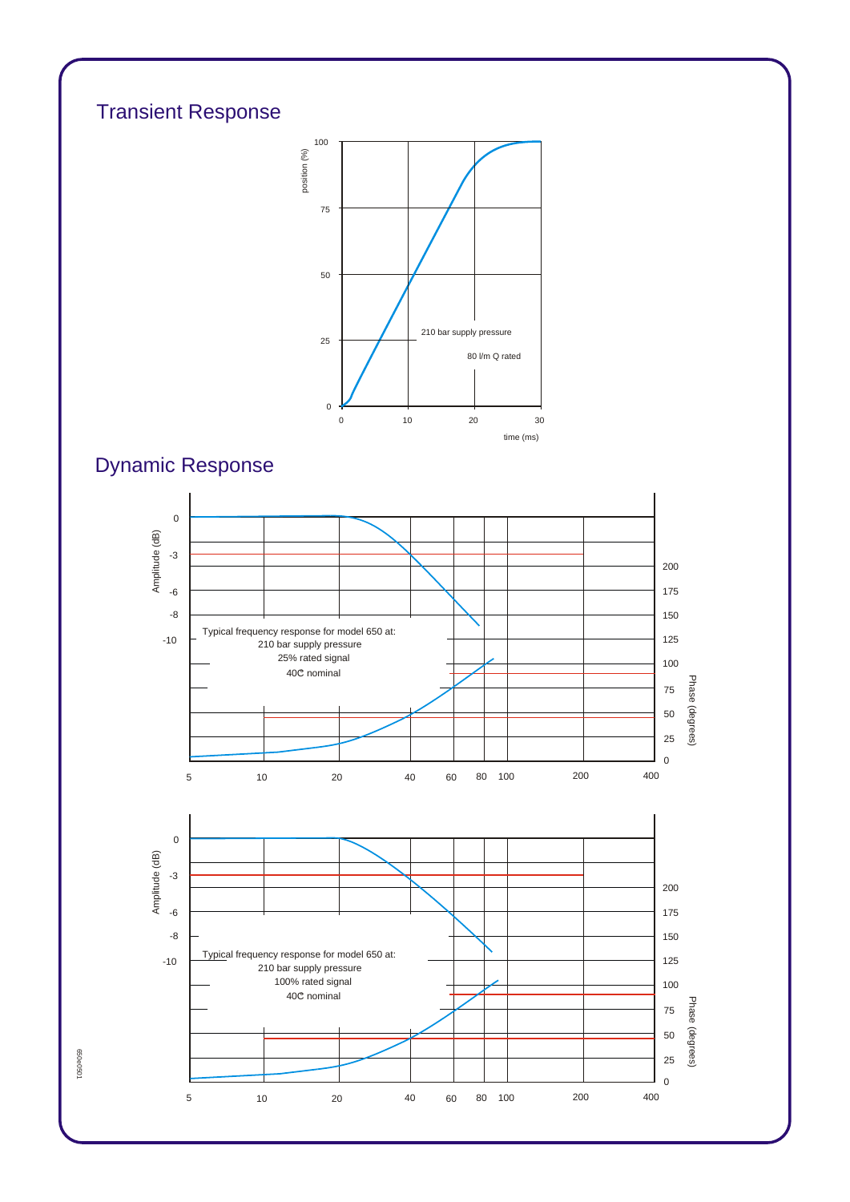## Transient Response

position (%)

100

75

50

25

0

0 10 20 30

time (ms)

210 bar supply pressure

80 l/m Q rated

## Dynamic Response

Amplitude (dB)

0

-3

-6

-8

-10

Typical frequency response for model 650 at:
210 bar supply pressure
25% rated signal
40C nominal

200

175

150

125

100

75

50

25

0

Phase (degrees)

5 10 20 40 60 80 100 200 400

Amplitude (dB)

0

-3

-6

-8

-10

Typical frequency response for model 650 at:
210 bar supply pressure
100% rated signal
40C nominal

200

175

150

125

100

75

50

25

0

Phase (degrees)

5 10 20 40 60 80 100 200 400

650e0501